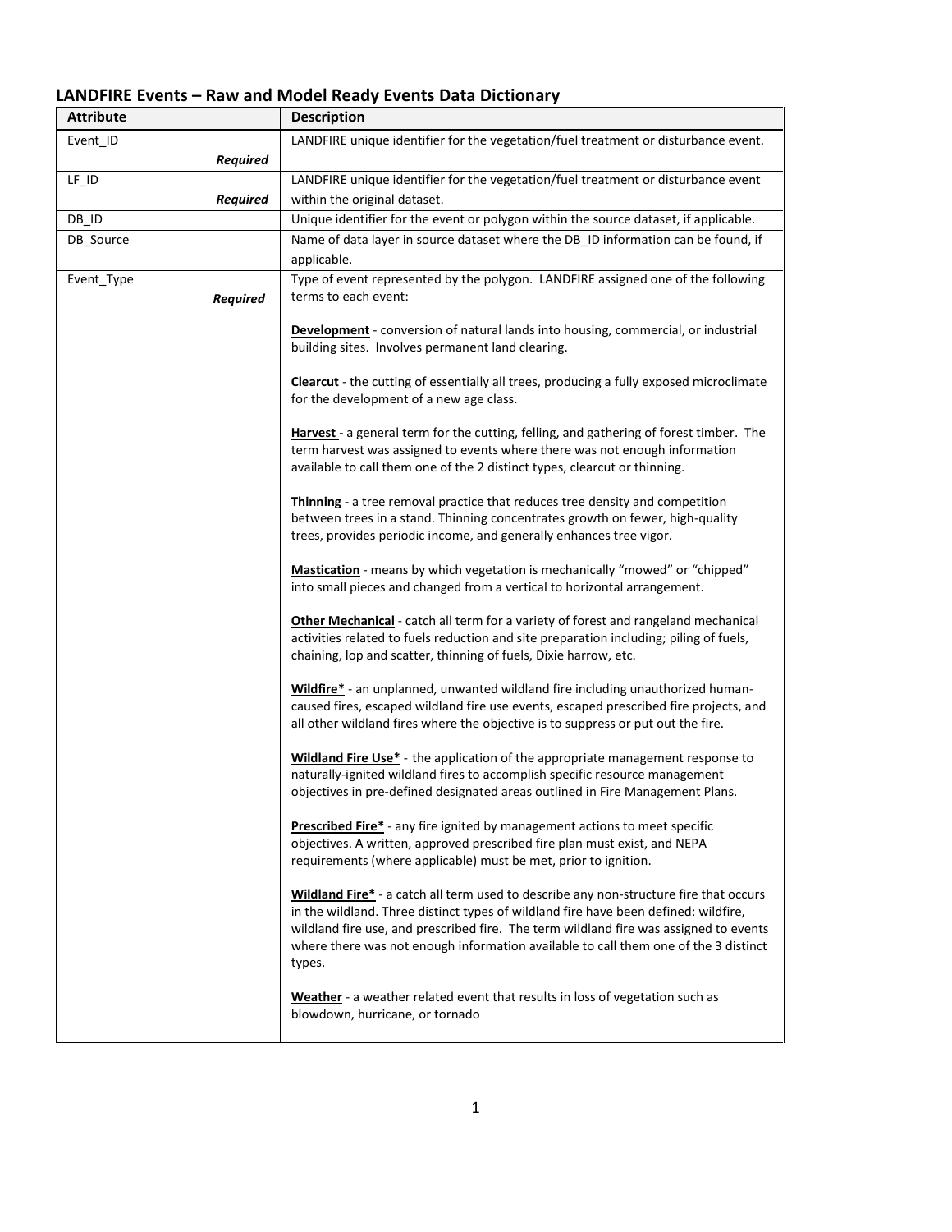## LANDFIRE Events – Raw and Model Ready Events Data Dictionary

| Attribute | Description |
| --- | --- |
| Event_ID *Required* | LANDFIRE unique identifier for the vegetation/fuel treatment or disturbance event. |
| LF_ID *Required* | LANDFIRE unique identifier for the vegetation/fuel treatment or disturbance event within the original dataset. |
| DB_ID | Unique identifier for the event or polygon within the source dataset, if applicable. |
| DB_Source | Name of data layer in source dataset where the DB_ID information can be found, if applicable. |
| Event_Type *Required* | Type of event represented by the polygon. LANDFIRE assigned one of the following terms to each event:<br><br>**Development** - conversion of natural lands into housing, commercial, or industrial building sites. Involves permanent land clearing.<br><br>**Clearcut** - the cutting of essentially all trees, producing a fully exposed microclimate for the development of a new age class.<br><br>**Harvest** - a general term for the cutting, felling, and gathering of forest timber. The term harvest was assigned to events where there was not enough information available to call them one of the 2 distinct types, clearcut or thinning.<br><br>**Thinning** - a tree removal practice that reduces tree density and competition between trees in a stand. Thinning concentrates growth on fewer, high-quality trees, provides periodic income, and generally enhances tree vigor.<br><br>**Mastication** - means by which vegetation is mechanically "mowed" or "chipped" into small pieces and changed from a vertical to horizontal arrangement.<br><br>**Other Mechanical** - catch all term for a variety of forest and rangeland mechanical activities related to fuels reduction and site preparation including; piling of fuels, chaining, lop and scatter, thinning of fuels, Dixie harrow, etc.<br><br>**Wildfire*** - an unplanned, unwanted wildland fire including unauthorized human-caused fires, escaped wildland fire use events, escaped prescribed fire projects, and all other wildland fires where the objective is to suppress or put out the fire.<br><br>**Wildland Fire Use*** - the application of the appropriate management response to naturally-ignited wildland fires to accomplish specific resource management objectives in pre-defined designated areas outlined in Fire Management Plans.<br><br>**Prescribed Fire*** - any fire ignited by management actions to meet specific objectives. A written, approved prescribed fire plan must exist, and NEPA requirements (where applicable) must be met, prior to ignition.<br><br>**Wildland Fire*** - a catch all term used to describe any non-structure fire that occurs in the wildland. Three distinct types of wildland fire have been defined: wildfire, wildland fire use, and prescribed fire. The term wildland fire was assigned to events where there was not enough information available to call them one of the 3 distinct types.<br><br>**Weather** - a weather related event that results in loss of vegetation such as blowdown, hurricane, or tornado |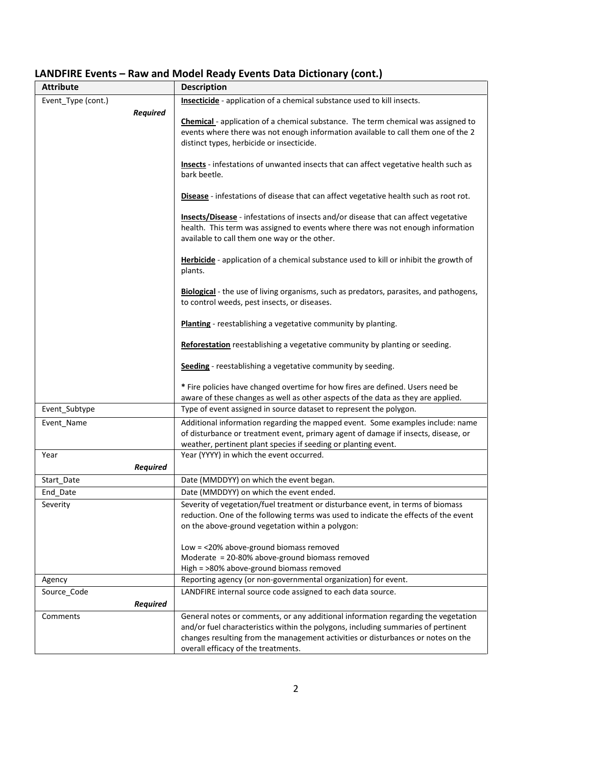## LANDFIRE Events – Raw and Model Ready Events Data Dictionary (cont.)

| Attribute | Description |
|---|---|
| Event_Type (cont.) *Required* | **Insecticide** - application of a chemical substance used to kill insects.<br><br>**Chemical** - application of a chemical substance. The term chemical was assigned to events where there was not enough information available to call them one of the 2 distinct types, herbicide or insecticide.<br><br>**Insects** - infestations of unwanted insects that can affect vegetative health such as bark beetle.<br><br>**Disease** - infestations of disease that can affect vegetative health such as root rot.<br><br>**Insects/Disease** - infestations of insects and/or disease that can affect vegetative health. This term was assigned to events where there was not enough information available to call them one way or the other.<br><br>**Herbicide** - application of a chemical substance used to kill or inhibit the growth of plants.<br><br>**Biological** - the use of living organisms, such as predators, parasites, and pathogens, to control weeds, pest insects, or diseases.<br><br>**Planting** - reestablishing a vegetative community by planting.<br><br>**Reforestation** reestablishing a vegetative community by planting or seeding.<br><br>**Seeding** - reestablishing a vegetative community by seeding.<br><br>**\*** Fire policies have changed overtime for how fires are defined. Users need be aware of these changes as well as other aspects of the data as they are applied. |
| Event_Subtype | Type of event assigned in source dataset to represent the polygon. |
| Event_Name | Additional information regarding the mapped event. Some examples include: name of disturbance or treatment event, primary agent of damage if insects, disease, or weather, pertinent plant species if seeding or planting event. |
| Year *Required* | Year (YYYY) in which the event occurred. |
| Start_Date | Date (MMDDYY) on which the event began. |
| End_Date | Date (MMDDYY) on which the event ended. |
| Severity | Severity of vegetation/fuel treatment or disturbance event, in terms of biomass reduction. One of the following terms was used to indicate the effects of the event on the above-ground vegetation within a polygon:<br><br>Low = <20% above-ground biomass removed<br>Moderate = 20-80% above-ground biomass removed<br>High = >80% above-ground biomass removed |
| Agency | Reporting agency (or non-governmental organization) for event. |
| Source_Code *Required* | LANDFIRE internal source code assigned to each data source. |
| Comments | General notes or comments, or any additional information regarding the vegetation and/or fuel characteristics within the polygons, including summaries of pertinent changes resulting from the management activities or disturbances or notes on the overall efficacy of the treatments. |